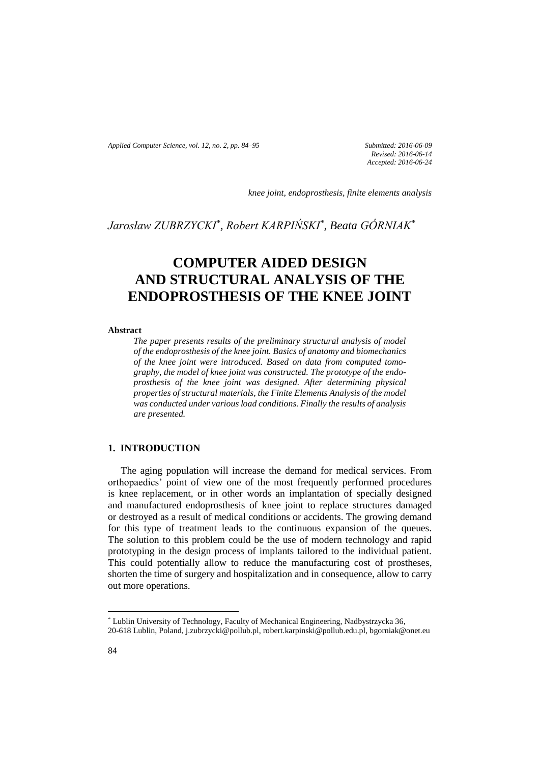*knee joint, endoprosthesis, finite elements analysis*

*Jarosław ZUBRZYCKI*[*]*, Robert KARPIŃSKI*[*]*, Beata GÓRNIAK*[*]

# COMPUTER AIDED DESIGN AND STRUCTURAL ANALYSIS OF THE ENDOPROSTHESIS OF THE KNEE JOINT

**Abstract**

*The paper presents results of the preliminary structural analysis of model of the endoprosthesis of the knee joint. Basics of anatomy and biomechanics of the knee joint were introduced. Based on data from computed tomography, the model of knee joint was constructed. The prototype of the endoprosthesis of the knee joint was designed. After determining physical properties of structural materials, the Finite Elements Analysis of the model was conducted under various load conditions. Finally the results of analysis are presented.*

## 1. INTRODUCTION

The aging population will increase the demand for medical services. From orthopaedics' point of view one of the most frequently performed procedures is knee replacement, or in other words an implantation of specially designed and manufactured endoprosthesis of knee joint to replace structures damaged or destroyed as a result of medical conditions or accidents. The growing demand for this type of treatment leads to the continuous expansion of the queues. The solution to this problem could be the use of modern technology and rapid prototyping in the design process of implants tailored to the individual patient. This could potentially allow to reduce the manufacturing cost of prostheses, shorten the time of surgery and hospitalization and in consequence, allow to carry out more operations.

[*] Lublin University of Technology, Faculty of Mechanical Engineering, Nadbystrzycka 36, 20-618 Lublin, Poland, j.zubrzycki@pollub.pl, robert.karpinski@pollub.edu.pl, bgorniak@onet.eu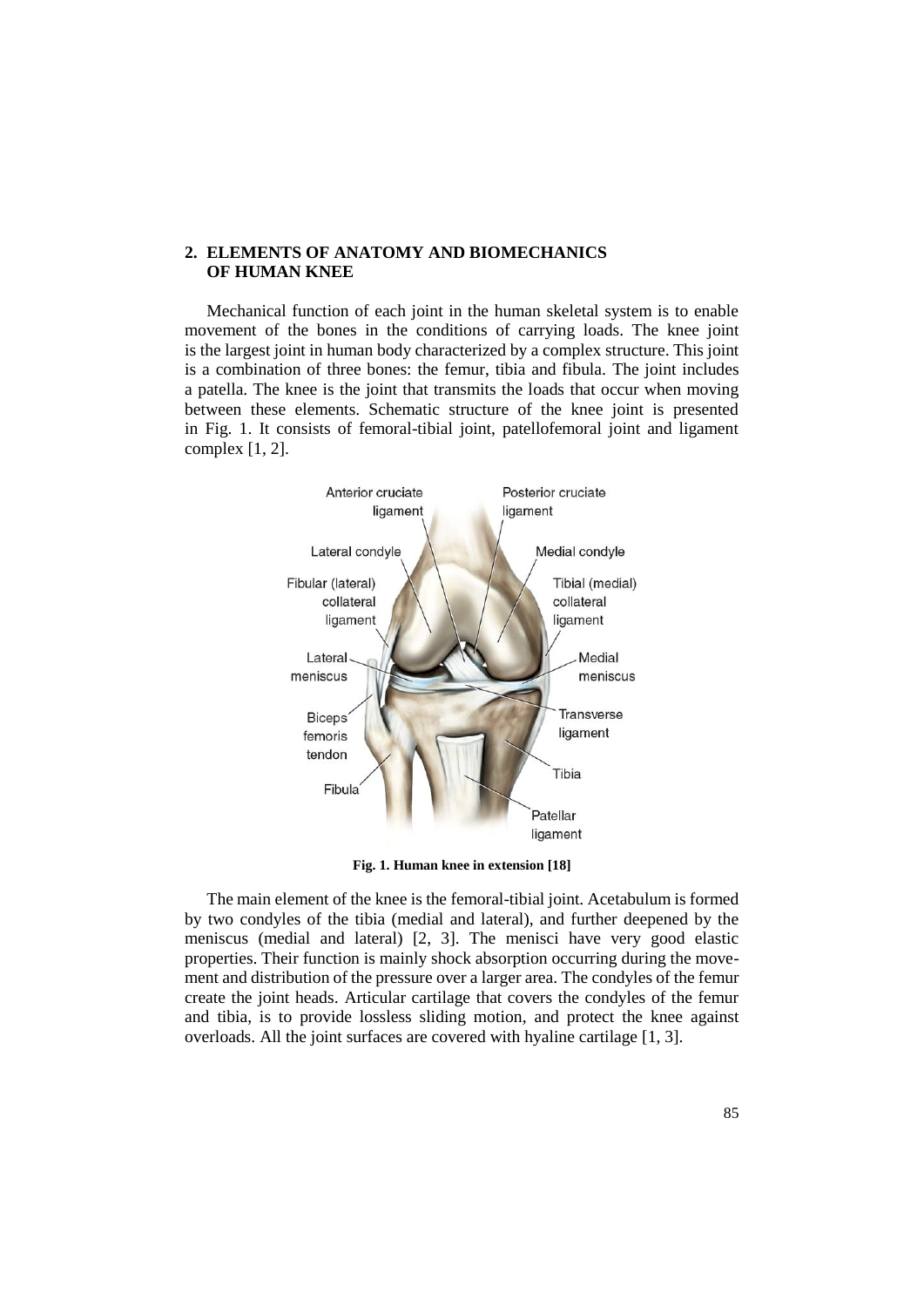## 2. ELEMENTS OF ANATOMY AND BIOMECHANICS OF HUMAN KNEE

Mechanical function of each joint in the human skeletal system is to enable movement of the bones in the conditions of carrying loads. The knee joint is the largest joint in human body characterized by a complex structure. This joint is a combination of three bones: the femur, tibia and fibula. The joint includes a patella. The knee is the joint that transmits the loads that occur when moving between these elements. Schematic structure of the knee joint is presented in Fig. 1. It consists of femoral-tibial joint, patellofemoral joint and ligament complex [1, 2].

**Fig. 1. Human knee in extension [18]**

The main element of the knee is the femoral-tibial joint. Acetabulum is formed by two condyles of the tibia (medial and lateral), and further deepened by the meniscus (medial and lateral) [2, 3]. The menisci have very good elastic properties. Their function is mainly shock absorption occurring during the movement and distribution of the pressure over a larger area. The condyles of the femur create the joint heads. Articular cartilage that covers the condyles of the femur and tibia, is to provide lossless sliding motion, and protect the knee against overloads. All the joint surfaces are covered with hyaline cartilage [1, 3].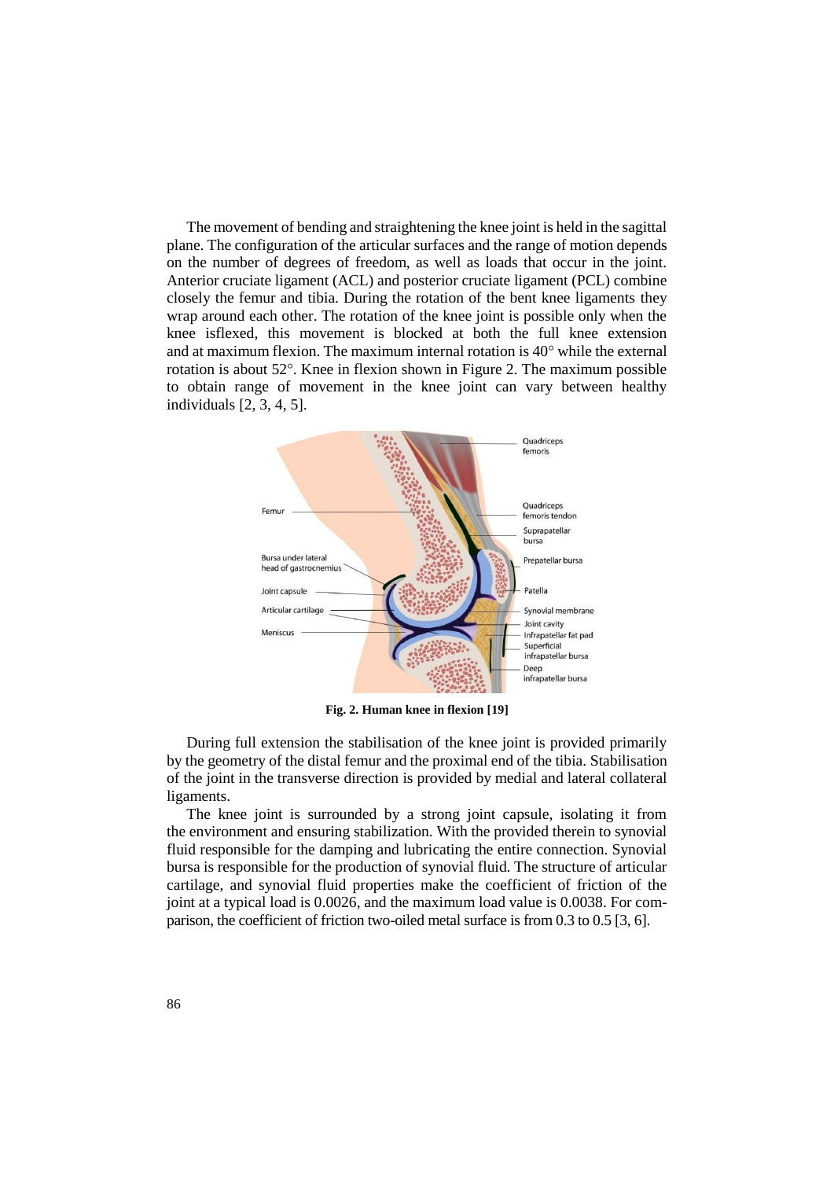The movement of bending and straightening the knee joint is held in the sagittal plane. The configuration of the articular surfaces and the range of motion depends on the number of degrees of freedom, as well as loads that occur in the joint. Anterior cruciate ligament (ACL) and posterior cruciate ligament (PCL) combine closely the femur and tibia. During the rotation of the bent knee ligaments they wrap around each other. The rotation of the knee joint is possible only when the knee isflexed, this movement is blocked at both the full knee extension and at maximum flexion. The maximum internal rotation is 40° while the external rotation is about 52°. Knee in flexion shown in Figure 2. The maximum possible to obtain range of movement in the knee joint can vary between healthy individuals [2, 3, 4, 5].

**Fig. 2. Human knee in flexion [19]**

During full extension the stabilisation of the knee joint is provided primarily by the geometry of the distal femur and the proximal end of the tibia. Stabilisation of the joint in the transverse direction is provided by medial and lateral collateral ligaments.

The knee joint is surrounded by a strong joint capsule, isolating it from the environment and ensuring stabilization. With the provided therein to synovial fluid responsible for the damping and lubricating the entire connection. Synovial bursa is responsible for the production of synovial fluid. The structure of articular cartilage, and synovial fluid properties make the coefficient of friction of the joint at a typical load is 0.0026, and the maximum load value is 0.0038. For comparison, the coefficient of friction two-oiled metal surface is from 0.3 to 0.5 [3, 6].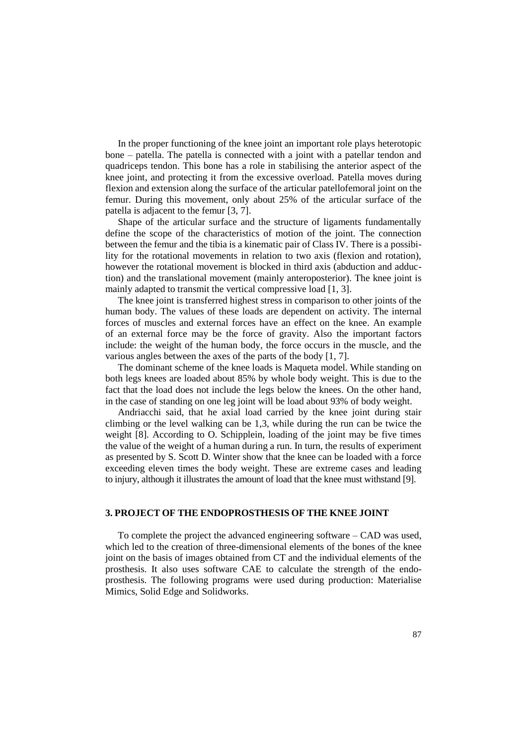In the proper functioning of the knee joint an important role plays heterotopic bone – patella. The patella is connected with a joint with a patellar tendon and quadriceps tendon. This bone has a role in stabilising the anterior aspect of the knee joint, and protecting it from the excessive overload. Patella moves during flexion and extension along the surface of the articular patellofemoral joint on the femur. During this movement, only about 25% of the articular surface of the patella is adjacent to the femur [3, 7].

Shape of the articular surface and the structure of ligaments fundamentally define the scope of the characteristics of motion of the joint. The connection between the femur and the tibia is a kinematic pair of Class IV. There is a possibility for the rotational movements in relation to two axis (flexion and rotation), however the rotational movement is blocked in third axis (abduction and adduction) and the translational movement (mainly anteroposterior). The knee joint is mainly adapted to transmit the vertical compressive load [1, 3].

The knee joint is transferred highest stress in comparison to other joints of the human body. The values of these loads are dependent on activity. The internal forces of muscles and external forces have an effect on the knee. An example of an external force may be the force of gravity. Also the important factors include: the weight of the human body, the force occurs in the muscle, and the various angles between the axes of the parts of the body [1, 7].

The dominant scheme of the knee loads is Maqueta model. While standing on both legs knees are loaded about 85% by whole body weight. This is due to the fact that the load does not include the legs below the knees. On the other hand, in the case of standing on one leg joint will be load about 93% of body weight.

Andriacchi said, that he axial load carried by the knee joint during stair climbing or the level walking can be 1,3, while during the run can be twice the weight [8]. According to O. Schipplein, loading of the joint may be five times the value of the weight of a human during a run. In turn, the results of experiment as presented by S. Scott D. Winter show that the knee can be loaded with a force exceeding eleven times the body weight. These are extreme cases and leading to injury, although it illustrates the amount of load that the knee must withstand [9].

## 3. PROJECT OF THE ENDOPROSTHESIS OF THE KNEE JOINT

To complete the project the advanced engineering software – CAD was used, which led to the creation of three-dimensional elements of the bones of the knee joint on the basis of images obtained from CT and the individual elements of the prosthesis. It also uses software CAE to calculate the strength of the endoprosthesis. The following programs were used during production: Materialise Mimics, Solid Edge and Solidworks.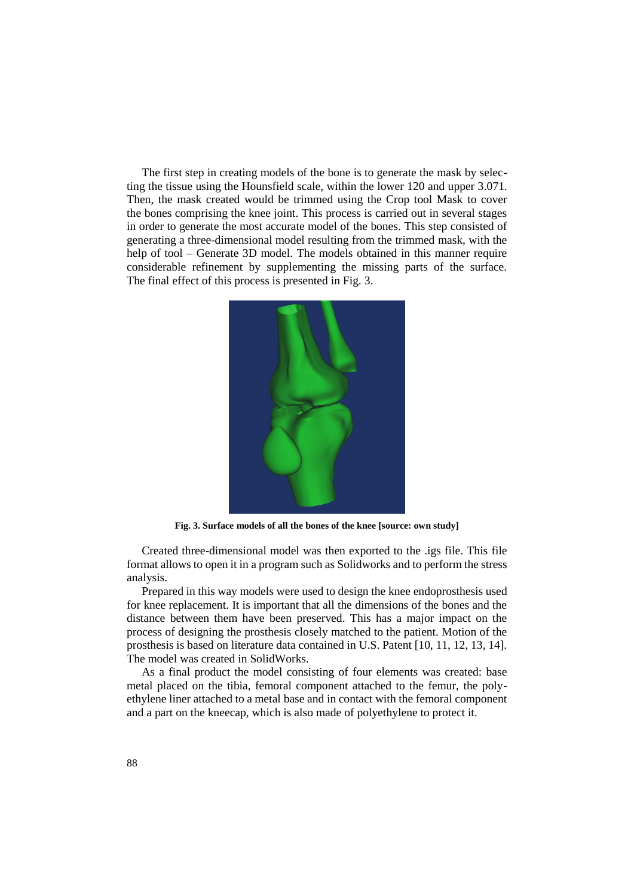The first step in creating models of the bone is to generate the mask by selecting the tissue using the Hounsfield scale, within the lower 120 and upper 3.071. Then, the mask created would be trimmed using the Crop tool Mask to cover the bones comprising the knee joint. This process is carried out in several stages in order to generate the most accurate model of the bones. This step consisted of generating a three-dimensional model resulting from the trimmed mask, with the help of tool – Generate 3D model. The models obtained in this manner require considerable refinement by supplementing the missing parts of the surface. The final effect of this process is presented in Fig. 3.

**Fig. 3. Surface models of all the bones of the knee [source: own study]**

Created three-dimensional model was then exported to the .igs file. This file format allows to open it in a program such as Solidworks and to perform the stress analysis.

Prepared in this way models were used to design the knee endoprosthesis used for knee replacement. It is important that all the dimensions of the bones and the distance between them have been preserved. This has a major impact on the process of designing the prosthesis closely matched to the patient. Motion of the prosthesis is based on literature data contained in U.S. Patent [10, 11, 12, 13, 14]. The model was created in SolidWorks.

As a final product the model consisting of four elements was created: base metal placed on the tibia, femoral component attached to the femur, the polyethylene liner attached to a metal base and in contact with the femoral component and a part on the kneecap, which is also made of polyethylene to protect it.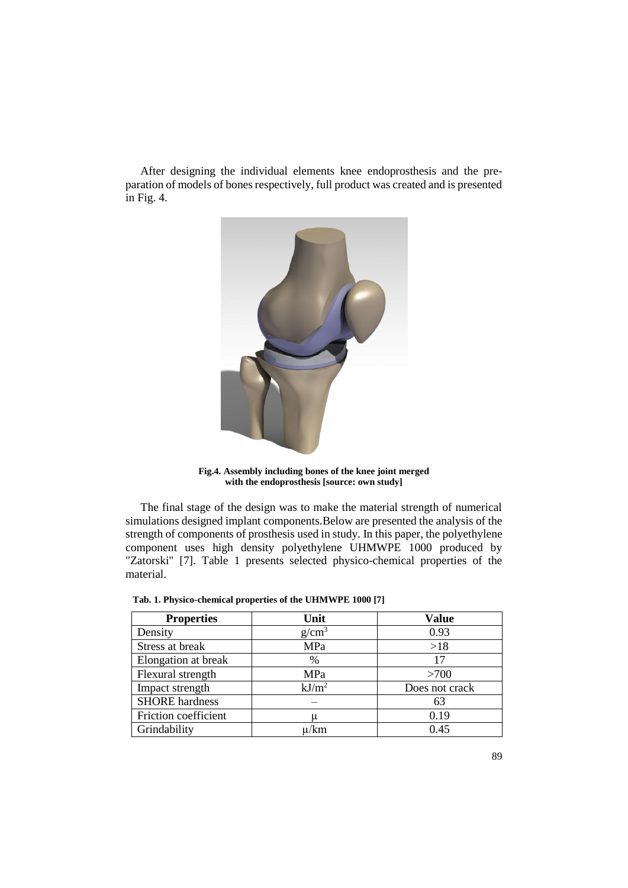After designing the individual elements knee endoprosthesis and the preparation of models of bones respectively, full product was created and is presented in Fig. 4.

**Fig.4. Assembly including bones of the knee joint merged with the endoprosthesis [source: own study]**

The final stage of the design was to make the material strength of numerical simulations designed implant components.Below are presented the analysis of the strength of components of prosthesis used in study. In this paper, the polyethylene component uses high density polyethylene UHMWPE 1000 produced by "Zatorski" [7]. Table 1 presents selected physico-chemical properties of the material.

**Tab. 1. Physico-chemical properties of the UHMWPE 1000 [7]**

| Properties | Unit | Value |
|---|---|---|
| Density | $g/cm^3$ | 0.93 |
| Stress at break | MPa | >18 |
| Elongation at break | % | 17 |
| Flexural strength | MPa | >700 |
| Impact strength | $kJ/m^2$ | Does not crack |
| SHORE hardness | – | 63 |
| Friction coefficient | μ | 0.19 |
| Grindability | μ/km | 0.45 |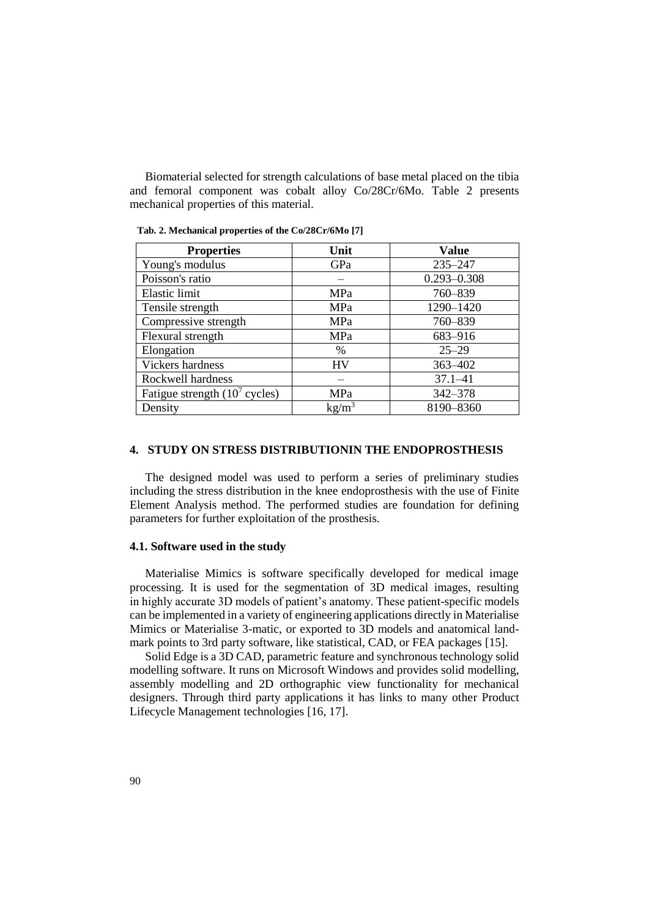Biomaterial selected for strength calculations of base metal placed on the tibia and femoral component was cobalt alloy Co/28Cr/6Mo. Table 2 presents mechanical properties of this material.

**Tab. 2. Mechanical properties of the Co/28Cr/6Mo [7]**

| Properties | Unit | Value |
|---|---|---|
| Young's modulus | GPa | 235–247 |
| Poisson's ratio | – | 0.293–0.308 |
| Elastic limit | MPa | 760–839 |
| Tensile strength | MPa | 1290–1420 |
| Compressive strength | MPa | 760–839 |
| Flexural strength | MPa | 683–916 |
| Elongation | % | 25–29 |
| Vickers hardness | HV | 363–402 |
| Rockwell hardness | – | 37.1–41 |
| Fatigue strength ($10^7$ cycles) | MPa | 342–378 |
| Density | $kg/m^3$ | 8190–8360 |

## 4. STUDY ON STRESS DISTRIBUTIONIN THE ENDOPROSTHESIS

The designed model was used to perform a series of preliminary studies including the stress distribution in the knee endoprosthesis with the use of Finite Element Analysis method. The performed studies are foundation for defining parameters for further exploitation of the prosthesis.

### 4.1. Software used in the study

Materialise Mimics is software specifically developed for medical image processing. It is used for the segmentation of 3D medical images, resulting in highly accurate 3D models of patient's anatomy. These patient-specific models can be implemented in a variety of engineering applications directly in Materialise Mimics or Materialise 3-matic, or exported to 3D models and anatomical landmark points to 3rd party software, like statistical, CAD, or FEA packages [15].

Solid Edge is a 3D CAD, parametric feature and synchronous technology solid modelling software. It runs on Microsoft Windows and provides solid modelling, assembly modelling and 2D orthographic view functionality for mechanical designers. Through third party applications it has links to many other Product Lifecycle Management technologies [16, 17].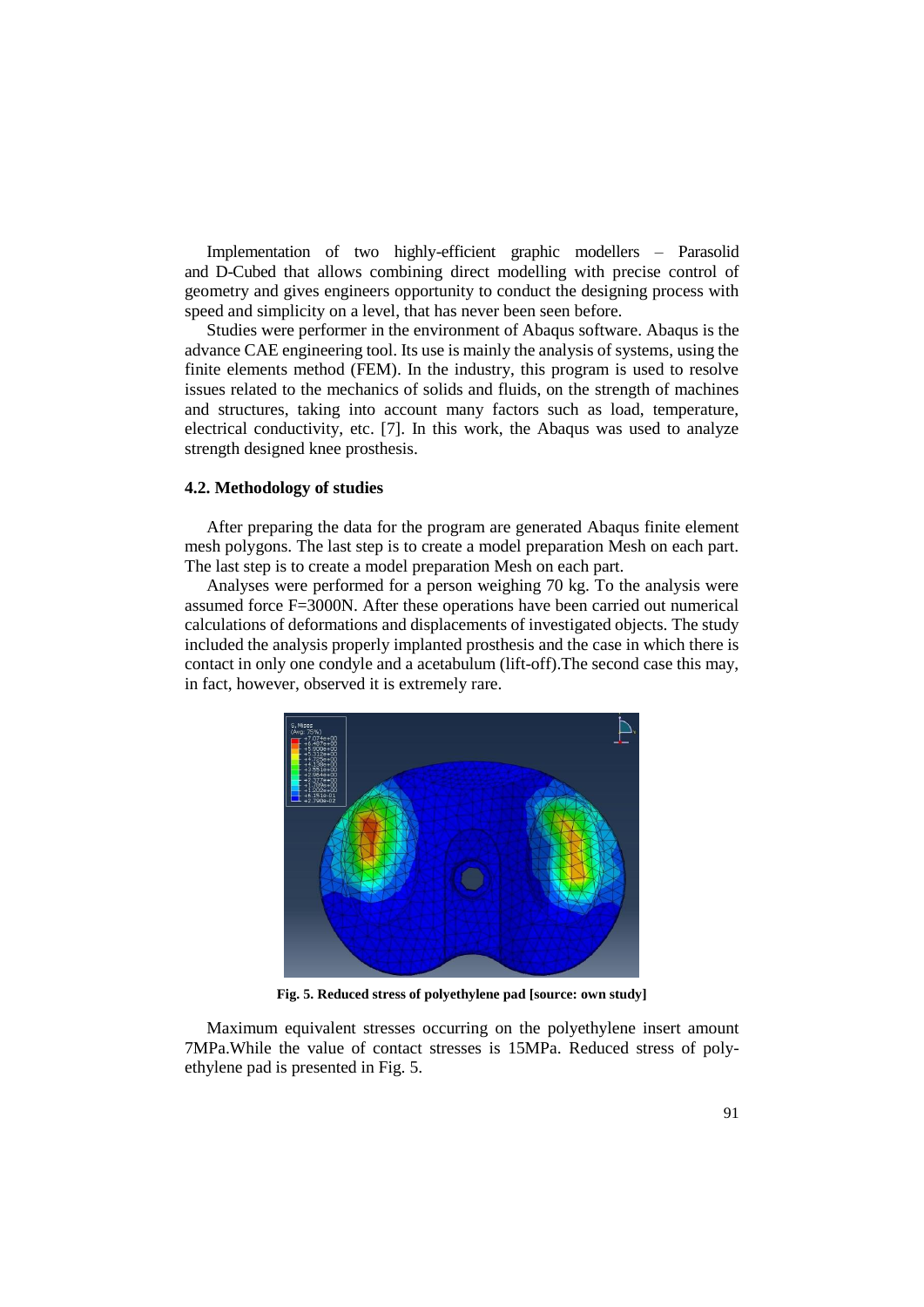Implementation of two highly-efficient graphic modellers – Parasolid and D-Cubed that allows combining direct modelling with precise control of geometry and gives engineers opportunity to conduct the designing process with speed and simplicity on a level, that has never been seen before.

Studies were performer in the environment of Abaqus software. Abaqus is the advance CAE engineering tool. Its use is mainly the analysis of systems, using the finite elements method (FEM). In the industry, this program is used to resolve issues related to the mechanics of solids and fluids, on the strength of machines and structures, taking into account many factors such as load, temperature, electrical conductivity, etc. [7]. In this work, the Abaqus was used to analyze strength designed knee prosthesis.

### 4.2. Methodology of studies

After preparing the data for the program are generated Abaqus finite element mesh polygons. The last step is to create a model preparation Mesh on each part. The last step is to create a model preparation Mesh on each part.

Analyses were performed for a person weighing 70 kg. To the analysis were assumed force F=3000N. After these operations have been carried out numerical calculations of deformations and displacements of investigated objects. The study included the analysis properly implanted prosthesis and the case in which there is contact in only one condyle and a acetabulum (lift-off).The second case this may, in fact, however, observed it is extremely rare.

**Fig. 5. Reduced stress of polyethylene pad [source: own study]**

Maximum equivalent stresses occurring on the polyethylene insert amount 7MPa.While the value of contact stresses is 15MPa. Reduced stress of poly-ethylene pad is presented in Fig. 5.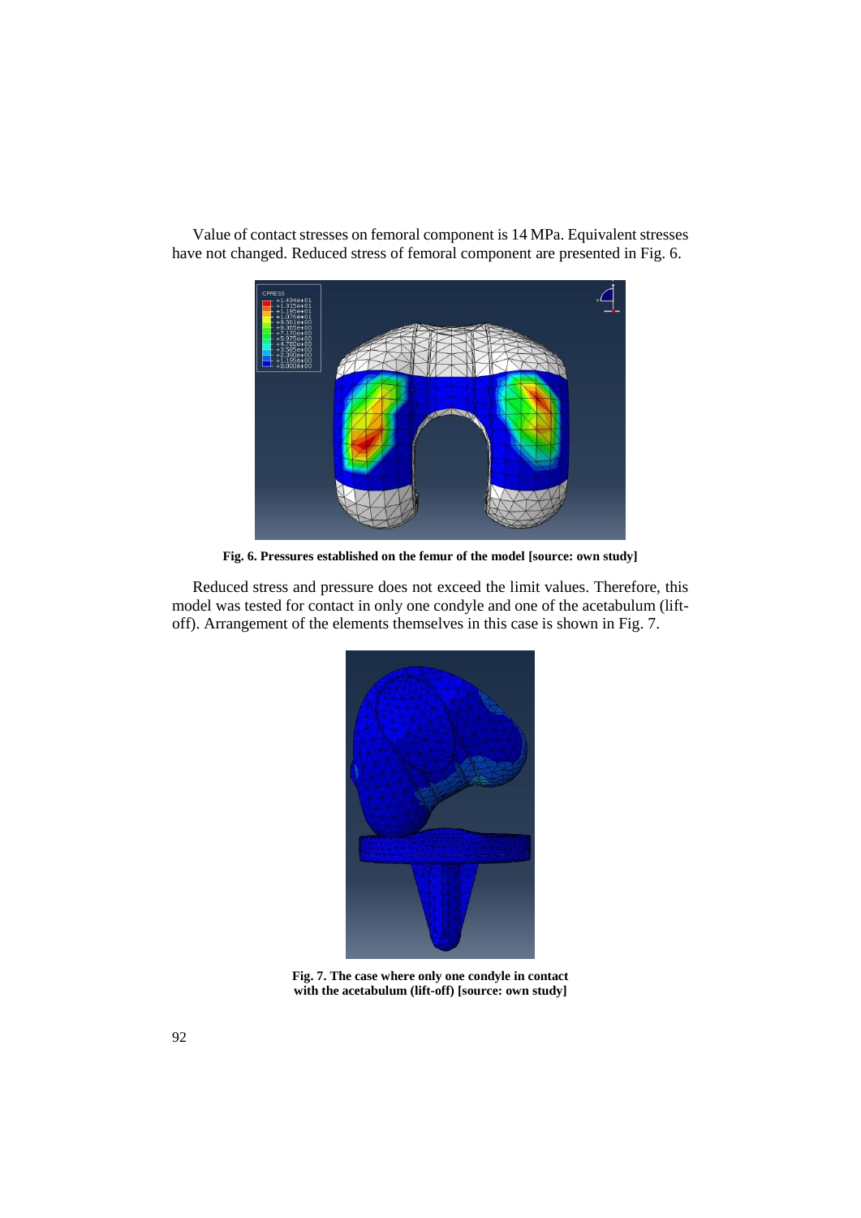Value of contact stresses on femoral component is 14 MPa. Equivalent stresses have not changed. Reduced stress of femoral component are presented in Fig. 6.

**Fig. 6. Pressures established on the femur of the model [source: own study]**

Reduced stress and pressure does not exceed the limit values. Therefore, this model was tested for contact in only one condyle and one of the acetabulum (lift-off). Arrangement of the elements themselves in this case is shown in Fig. 7.

**Fig. 7. The case where only one condyle in contact with the acetabulum (lift-off) [source: own study]**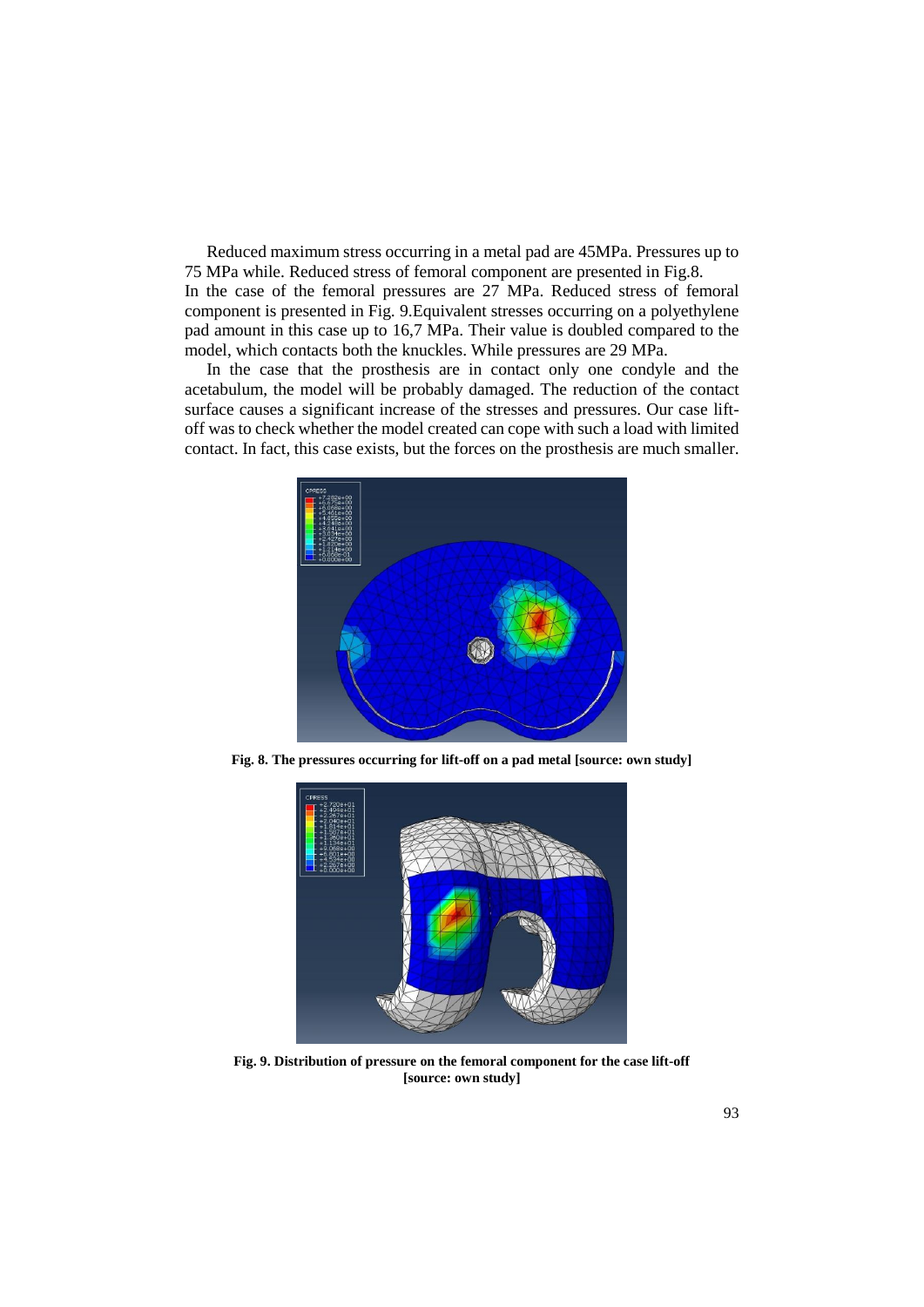Reduced maximum stress occurring in a metal pad are 45MPa. Pressures up to 75 MPa while. Reduced stress of femoral component are presented in Fig.8.
In the case of the femoral pressures are 27 MPa. Reduced stress of femoral component is presented in Fig. 9.Equivalent stresses occurring on a polyethylene pad amount in this case up to 16,7 MPa. Their value is doubled compared to the model, which contacts both the knuckles. While pressures are 29 MPa.

In the case that the prosthesis are in contact only one condyle and the acetabulum, the model will be probably damaged. The reduction of the contact surface causes a significant increase of the stresses and pressures. Our case lift-off was to check whether the model created can cope with such a load with limited contact. In fact, this case exists, but the forces on the prosthesis are much smaller.

**Fig. 8. The pressures occurring for lift-off on a pad metal [source: own study]**

**Fig. 9. Distribution of pressure on the femoral component for the case lift-off [source: own study]**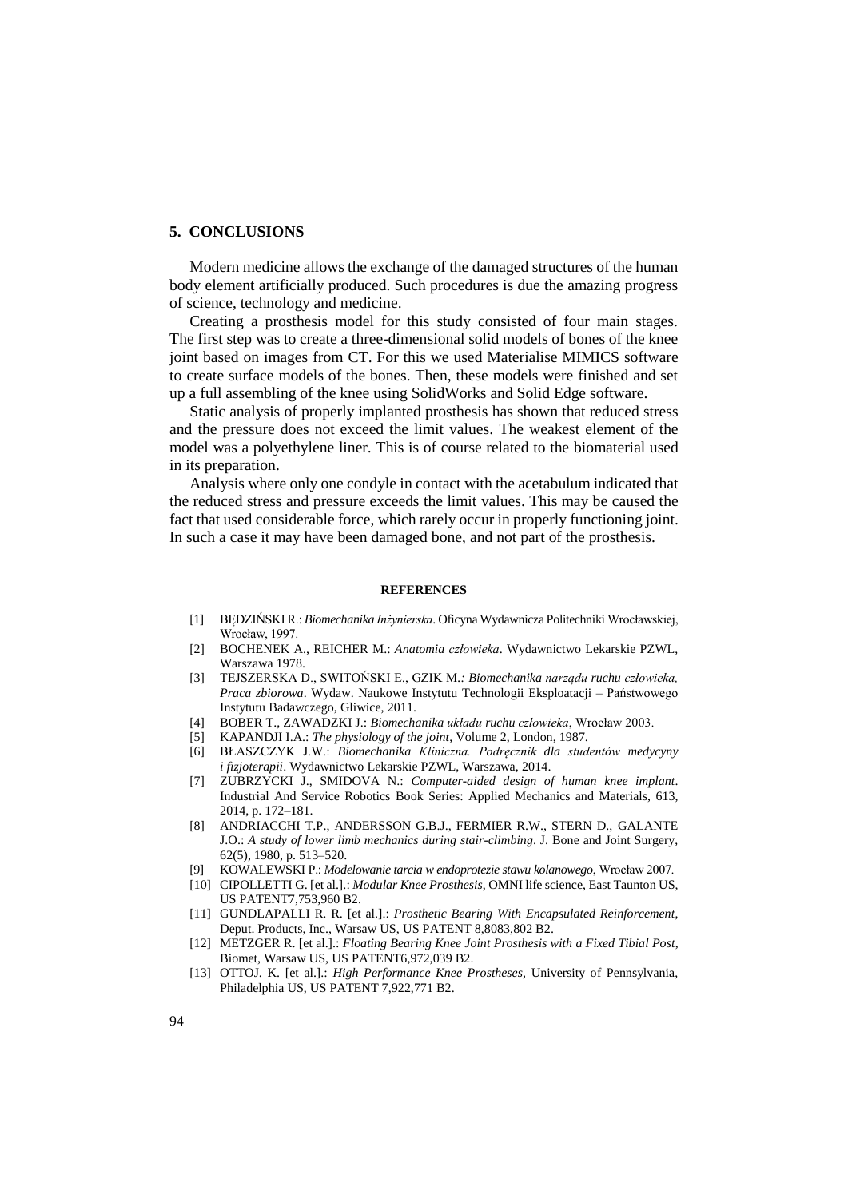## 5. CONCLUSIONS

Modern medicine allows the exchange of the damaged structures of the human body element artificially produced. Such procedures is due the amazing progress of science, technology and medicine.

Creating a prosthesis model for this study consisted of four main stages. The first step was to create a three-dimensional solid models of bones of the knee joint based on images from CT. For this we used Materialise MIMICS software to create surface models of the bones. Then, these models were finished and set up a full assembling of the knee using SolidWorks and Solid Edge software.

Static analysis of properly implanted prosthesis has shown that reduced stress and the pressure does not exceed the limit values. The weakest element of the model was a polyethylene liner. This is of course related to the biomaterial used in its preparation.

Analysis where only one condyle in contact with the acetabulum indicated that the reduced stress and pressure exceeds the limit values. This may be caused the fact that used considerable force, which rarely occur in properly functioning joint. In such a case it may have been damaged bone, and not part of the prosthesis.

### REFERENCES

[1] BĘDZIŃSKI R.: *Biomechanika Inżynierska*. Oficyna Wydawnicza Politechniki Wrocławskiej, Wrocław, 1997.

[2] BOCHENEK A., REICHER M.: *Anatomia człowieka*. Wydawnictwo Lekarskie PZWL, Warszawa 1978.

[3] TEJSZERSKA D., SWITOŃSKI E., GZIK M.: *Biomechanika narządu ruchu człowieka, Praca zbiorowa*. Wydaw. Naukowe Instytutu Technologii Eksploatacji – Państwowego Instytutu Badawczego, Gliwice, 2011.

[4] BOBER T., ZAWADZKI J.: *Biomechanika układu ruchu człowieka*, Wrocław 2003.

[5] KAPANDJI I.A.: *The physiology of the joint*, Volume 2, London, 1987.

[6] BŁASZCZYK J.W.: *Biomechanika Kliniczna. Podręcznik dla studentów medycyny i fizjoterapii*. Wydawnictwo Lekarskie PZWL, Warszawa, 2014.

[7] ZUBRZYCKI J., SMIDOVA N.: *Computer-aided design of human knee implant*. Industrial And Service Robotics Book Series: Applied Mechanics and Materials, 613, 2014, p. 172–181.

[8] ANDRIACCHI T.P., ANDERSSON G.B.J., FERMIER R.W., STERN D., GALANTE J.O.: *A study of lower limb mechanics during stair-climbing*. J. Bone and Joint Surgery, 62(5), 1980, p. 513–520.

[9] KOWALEWSKI P.: *Modelowanie tarcia w endoprotezie stawu kolanowego*, Wrocław 2007.

[10] CIPOLLETTI G. [et al.].: *Modular Knee Prosthesis*, OMNI life science, East Taunton US, US PATENT7,753,960 B2.

[11] GUNDLAPALLI R. R. [et al.].: *Prosthetic Bearing With Encapsulated Reinforcement*, Deput. Products, Inc., Warsaw US, US PATENT 8,8083,802 B2.

[12] METZGER R. [et al.].: *Floating Bearing Knee Joint Prosthesis with a Fixed Tibial Post*, Biomet, Warsaw US, US PATENT6,972,039 B2.

[13] OTTOJ. K. [et al.].: *High Performance Knee Prostheses*, University of Pennsylvania, Philadelphia US, US PATENT 7,922,771 B2.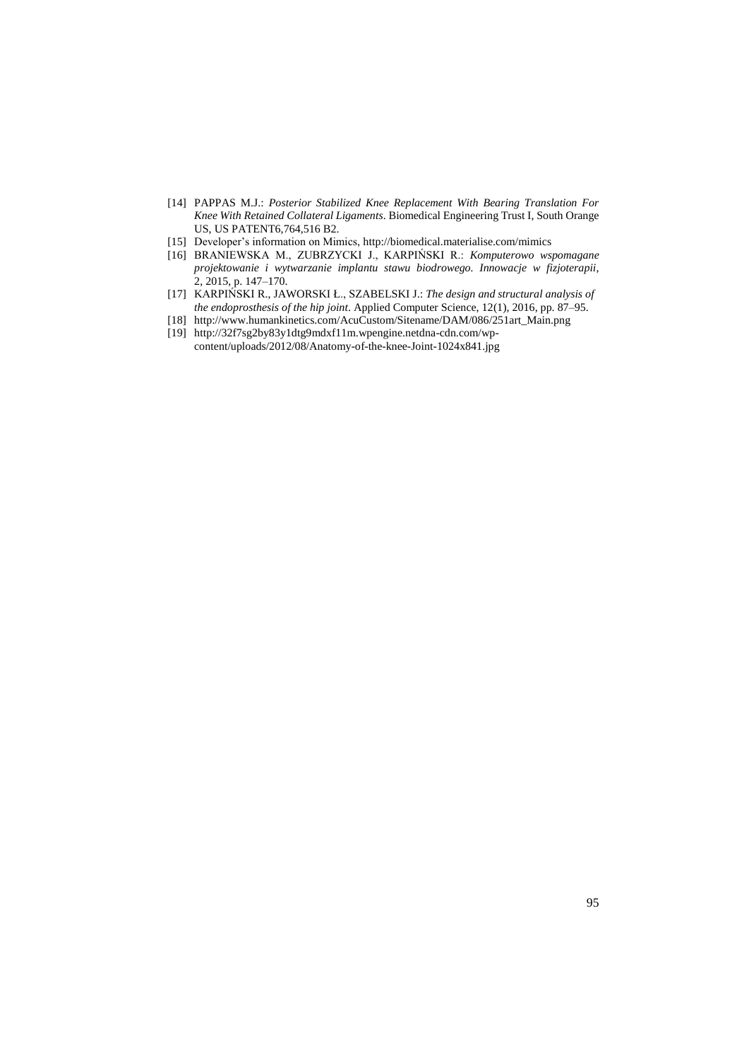[14] PAPPAS M.J.: *Posterior Stabilized Knee Replacement With Bearing Translation For Knee With Retained Collateral Ligaments*. Biomedical Engineering Trust I, South Orange US, US PATENT6,764,516 B2.

[15] Developer's information on Mimics, http://biomedical.materialise.com/mimics

[16] BRANIEWSKA M., ZUBRZYCKI J., KARPIŃSKI R.: *Komputerowo wspomagane projektowanie i wytwarzanie implantu stawu biodrowego. Innowacje w fizjoterapii*, 2, 2015, p. 147–170.

[17] KARPIŃSKI R., JAWORSKI Ł., SZABELSKI J.: *The design and structural analysis of the endoprosthesis of the hip joint*. Applied Computer Science, 12(1), 2016, pp. 87–95.

[18] http://www.humankinetics.com/AcuCustom/Sitename/DAM/086/251art_Main.png

[19] http://32f7sg2by83y1dtg9mdxf11m.wpengine.netdna-cdn.com/wp-content/uploads/2012/08/Anatomy-of-the-knee-Joint-1024x841.jpg